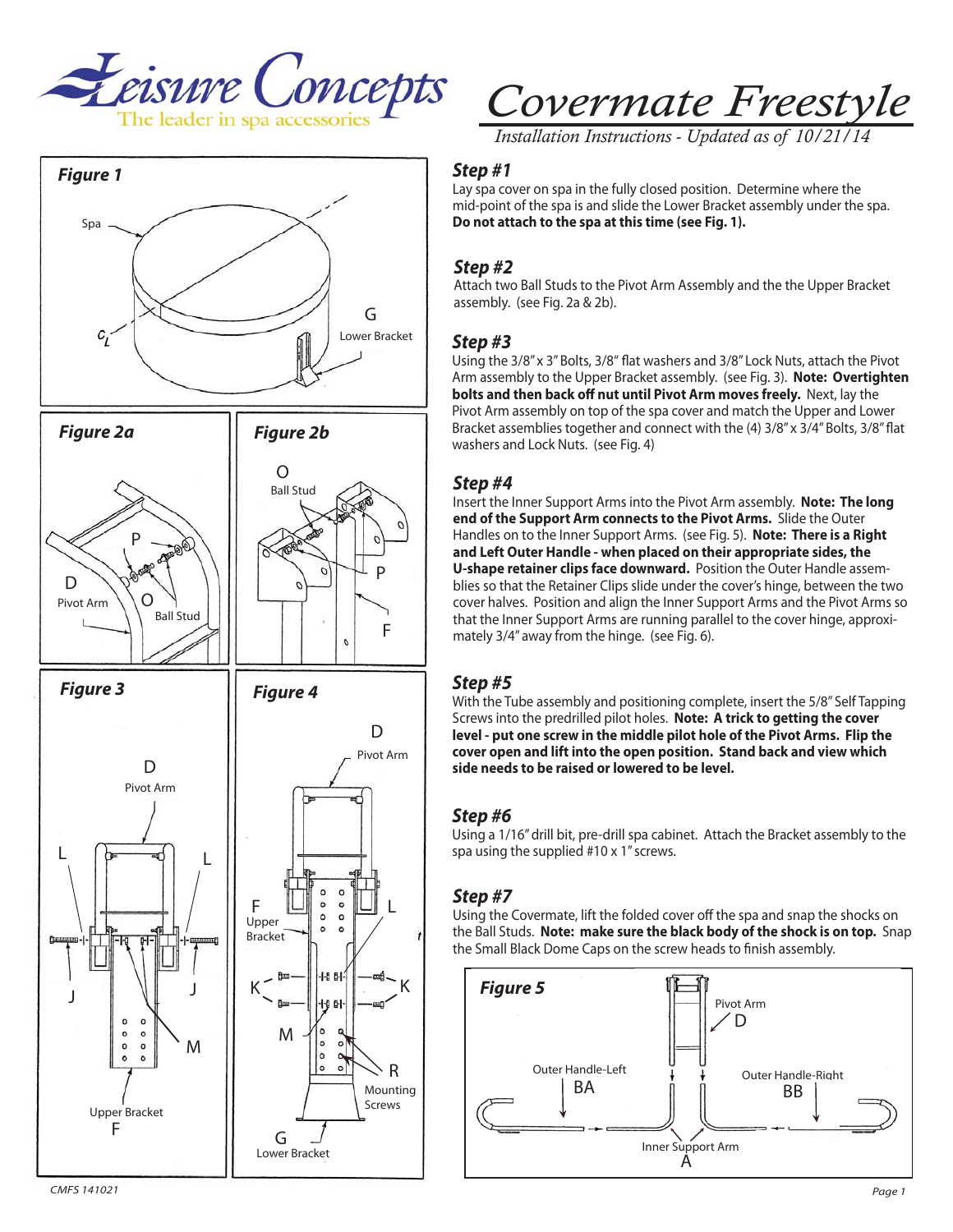Leisure Concepts
The leader in spa accessories

# Covermate Freestyle

*Installation Instructions - Updated as of 10/21/14*

**Figure 1**

Spa

$C_L$

G
Lower Bracket

**Figure 2a**

P
D
Pivot Arm
O
Ball Stud

**Figure 2b**

O
Ball Stud
P
F

**Figure 3**

D
Pivot Arm
L
L
J
J
M
Upper Bracket
F

**Figure 4**

D
Pivot Arm
F
Upper Bracket
L
K
K
M
R
Mounting Screws
G
Lower Bracket

## Step #1

Lay spa cover on spa in the fully closed position. Determine where the mid-point of the spa is and slide the Lower Bracket assembly under the spa. **Do not attach to the spa at this time (see Fig. 1).**

## Step #2

Attach two Ball Studs to the Pivot Arm Assembly and the the Upper Bracket assembly. (see Fig. 2a & 2b).

## Step #3

Using the 3/8" x 3" Bolts, 3/8" flat washers and 3/8" Lock Nuts, attach the Pivot Arm assembly to the Upper Bracket assembly. (see Fig. 3). **Note: Overtighten bolts and then back off nut until Pivot Arm moves freely.** Next, lay the Pivot Arm assembly on top of the spa cover and match the Upper and Lower Bracket assemblies together and connect with the (4) 3/8" x 3/4" Bolts, 3/8" flat washers and Lock Nuts. (see Fig. 4)

## Step #4

Insert the Inner Support Arms into the Pivot Arm assembly. **Note: The long end of the Support Arm connects to the Pivot Arms.** Slide the Outer Handles on to the Inner Support Arms. (see Fig. 5). **Note: There is a Right and Left Outer Handle - when placed on their appropriate sides, the U-shape retainer clips face downward.** Position the Outer Handle assemblies so that the Retainer Clips slide under the cover's hinge, between the two cover halves. Position and align the Inner Support Arms and the Pivot Arms so that the Inner Support Arms are running parallel to the cover hinge, approximately 3/4" away from the hinge. (see Fig. 6).

## Step #5

With the Tube assembly and positioning complete, insert the 5/8" Self Tapping Screws into the predrilled pilot holes. **Note: A trick to getting the cover level - put one screw in the middle pilot hole of the Pivot Arms. Flip the cover open and lift into the open position. Stand back and view which side needs to be raised or lowered to be level.**

## Step #6

Using a 1/16" drill bit, pre-drill spa cabinet. Attach the Bracket assembly to the spa using the supplied #10 x 1" screws.

## Step #7

Using the Covermate, lift the folded cover off the spa and snap the shocks on the Ball Studs. **Note: make sure the black body of the shock is on top.** Snap the Small Black Dome Caps on the screw heads to finish assembly.

**Figure 5**

Pivot Arm
D
Outer Handle-Left
BA
Outer Handle-Right
BB
Inner Support Arm
A

CMFS 141021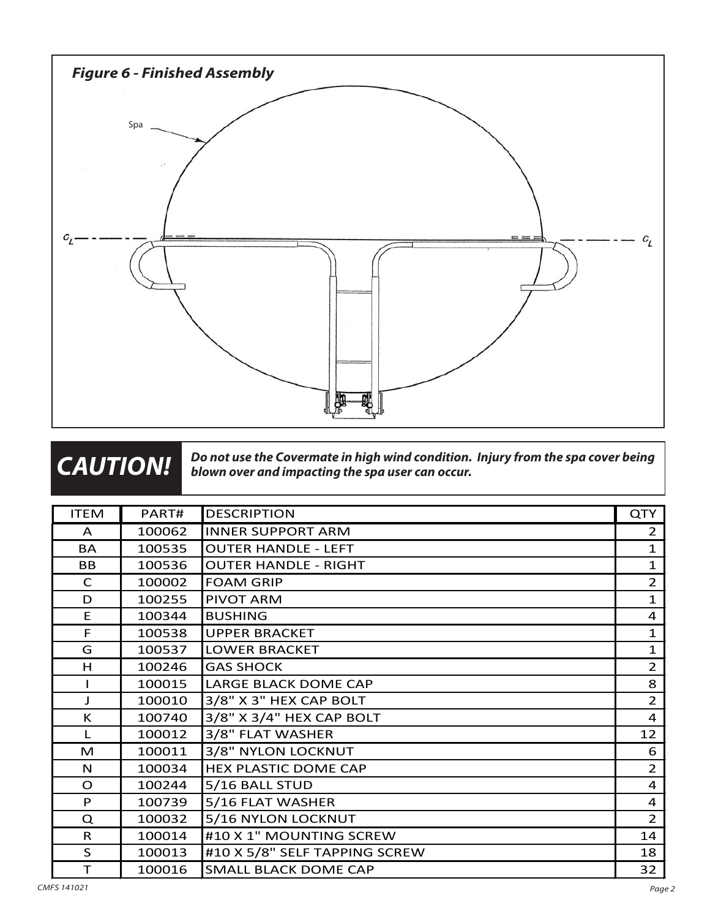*Figure 6 - Finished Assembly*

Spa

$C_L$

$C_L$

| **CAUTION!** | ***Do not use the Covermate in high wind condition. Injury from the spa cover being blown over and impacting the spa user can occur.*** |
|---|---|

| ITEM | PART# | DESCRIPTION | QTY |
|---|---|---|---|
| A | 100062 | INNER SUPPORT ARM | 2 |
| BA | 100535 | OUTER HANDLE - LEFT | 1 |
| BB | 100536 | OUTER HANDLE - RIGHT | 1 |
| C | 100002 | FOAM GRIP | 2 |
| D | 100255 | PIVOT ARM | 1 |
| E | 100344 | BUSHING | 4 |
| F | 100538 | UPPER BRACKET | 1 |
| G | 100537 | LOWER BRACKET | 1 |
| H | 100246 | GAS SHOCK | 2 |
| I | 100015 | LARGE BLACK DOME CAP | 8 |
| J | 100010 | 3/8" X 3" HEX CAP BOLT | 2 |
| K | 100740 | 3/8" X 3/4" HEX CAP BOLT | 4 |
| L | 100012 | 3/8" FLAT WASHER | 12 |
| M | 100011 | 3/8" NYLON LOCKNUT | 6 |
| N | 100034 | HEX PLASTIC DOME CAP | 2 |
| O | 100244 | 5/16 BALL STUD | 4 |
| P | 100739 | 5/16 FLAT WASHER | 4 |
| Q | 100032 | 5/16 NYLON LOCKNUT | 2 |
| R | 100014 | #10 X 1" MOUNTING SCREW | 14 |
| S | 100013 | #10 X 5/8" SELF TAPPING SCREW | 18 |
| T | 100016 | SMALL BLACK DOME CAP | 32 |

*CMFS 141021*